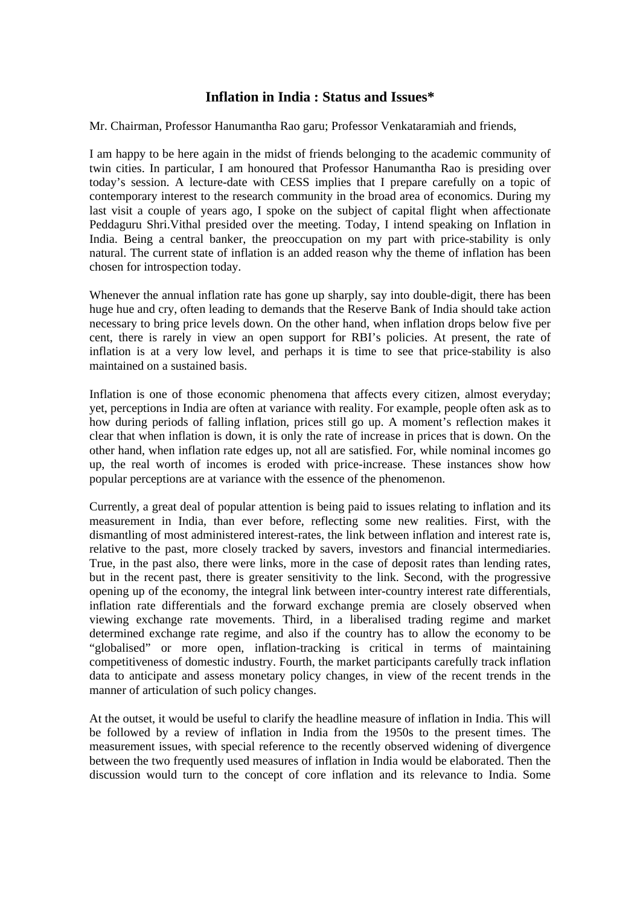# Inflation in India : Status and Issues*

Mr. Chairman, Professor Hanumantha Rao garu; Professor Venkataramiah and friends,

I am happy to be here again in the midst of friends belonging to the academic community of twin cities. In particular, I am honoured that Professor Hanumantha Rao is presiding over today's session. A lecture-date with CESS implies that I prepare carefully on a topic of contemporary interest to the research community in the broad area of economics. During my last visit a couple of years ago, I spoke on the subject of capital flight when affectionate Peddaguru Shri.Vithal presided over the meeting. Today, I intend speaking on Inflation in India. Being a central banker, the preoccupation on my part with price-stability is only natural. The current state of inflation is an added reason why the theme of inflation has been chosen for introspection today.

Whenever the annual inflation rate has gone up sharply, say into double-digit, there has been huge hue and cry, often leading to demands that the Reserve Bank of India should take action necessary to bring price levels down. On the other hand, when inflation drops below five per cent, there is rarely in view an open support for RBI's policies. At present, the rate of inflation is at a very low level, and perhaps it is time to see that price-stability is also maintained on a sustained basis.

Inflation is one of those economic phenomena that affects every citizen, almost everyday; yet, perceptions in India are often at variance with reality. For example, people often ask as to how during periods of falling inflation, prices still go up. A moment's reflection makes it clear that when inflation is down, it is only the rate of increase in prices that is down. On the other hand, when inflation rate edges up, not all are satisfied. For, while nominal incomes go up, the real worth of incomes is eroded with price-increase. These instances show how popular perceptions are at variance with the essence of the phenomenon.

Currently, a great deal of popular attention is being paid to issues relating to inflation and its measurement in India, than ever before, reflecting some new realities. First, with the dismantling of most administered interest-rates, the link between inflation and interest rate is, relative to the past, more closely tracked by savers, investors and financial intermediaries. True, in the past also, there were links, more in the case of deposit rates than lending rates, but in the recent past, there is greater sensitivity to the link. Second, with the progressive opening up of the economy, the integral link between inter-country interest rate differentials, inflation rate differentials and the forward exchange premia are closely observed when viewing exchange rate movements. Third, in a liberalised trading regime and market determined exchange rate regime, and also if the country has to allow the economy to be "globalised" or more open, inflation-tracking is critical in terms of maintaining competitiveness of domestic industry. Fourth, the market participants carefully track inflation data to anticipate and assess monetary policy changes, in view of the recent trends in the manner of articulation of such policy changes.

At the outset, it would be useful to clarify the headline measure of inflation in India. This will be followed by a review of inflation in India from the 1950s to the present times. The measurement issues, with special reference to the recently observed widening of divergence between the two frequently used measures of inflation in India would be elaborated. Then the discussion would turn to the concept of core inflation and its relevance to India. Some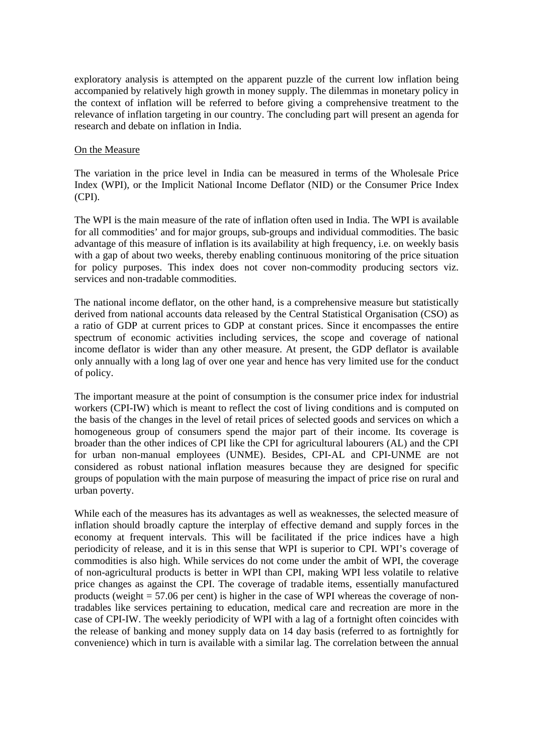exploratory analysis is attempted on the apparent puzzle of the current low inflation being accompanied by relatively high growth in money supply. The dilemmas in monetary policy in the context of inflation will be referred to before giving a comprehensive treatment to the relevance of inflation targeting in our country. The concluding part will present an agenda for research and debate on inflation in India.

<u>On the Measure</u>

The variation in the price level in India can be measured in terms of the Wholesale Price Index (WPI), or the Implicit National Income Deflator (NID) or the Consumer Price Index (CPI).

The WPI is the main measure of the rate of inflation often used in India. The WPI is available for all commodities' and for major groups, sub-groups and individual commodities. The basic advantage of this measure of inflation is its availability at high frequency, i.e. on weekly basis with a gap of about two weeks, thereby enabling continuous monitoring of the price situation for policy purposes. This index does not cover non-commodity producing sectors viz. services and non-tradable commodities.

The national income deflator, on the other hand, is a comprehensive measure but statistically derived from national accounts data released by the Central Statistical Organisation (CSO) as a ratio of GDP at current prices to GDP at constant prices. Since it encompasses the entire spectrum of economic activities including services, the scope and coverage of national income deflator is wider than any other measure. At present, the GDP deflator is available only annually with a long lag of over one year and hence has very limited use for the conduct of policy.

The important measure at the point of consumption is the consumer price index for industrial workers (CPI-IW) which is meant to reflect the cost of living conditions and is computed on the basis of the changes in the level of retail prices of selected goods and services on which a homogeneous group of consumers spend the major part of their income. Its coverage is broader than the other indices of CPI like the CPI for agricultural labourers (AL) and the CPI for urban non-manual employees (UNME). Besides, CPI-AL and CPI-UNME are not considered as robust national inflation measures because they are designed for specific groups of population with the main purpose of measuring the impact of price rise on rural and urban poverty.

While each of the measures has its advantages as well as weaknesses, the selected measure of inflation should broadly capture the interplay of effective demand and supply forces in the economy at frequent intervals. This will be facilitated if the price indices have a high periodicity of release, and it is in this sense that WPI is superior to CPI. WPI's coverage of commodities is also high. While services do not come under the ambit of WPI, the coverage of non-agricultural products is better in WPI than CPI, making WPI less volatile to relative price changes as against the CPI. The coverage of tradable items, essentially manufactured products (weight = 57.06 per cent) is higher in the case of WPI whereas the coverage of non-tradables like services pertaining to education, medical care and recreation are more in the case of CPI-IW. The weekly periodicity of WPI with a lag of a fortnight often coincides with the release of banking and money supply data on 14 day basis (referred to as fortnightly for convenience) which in turn is available with a similar lag. The correlation between the annual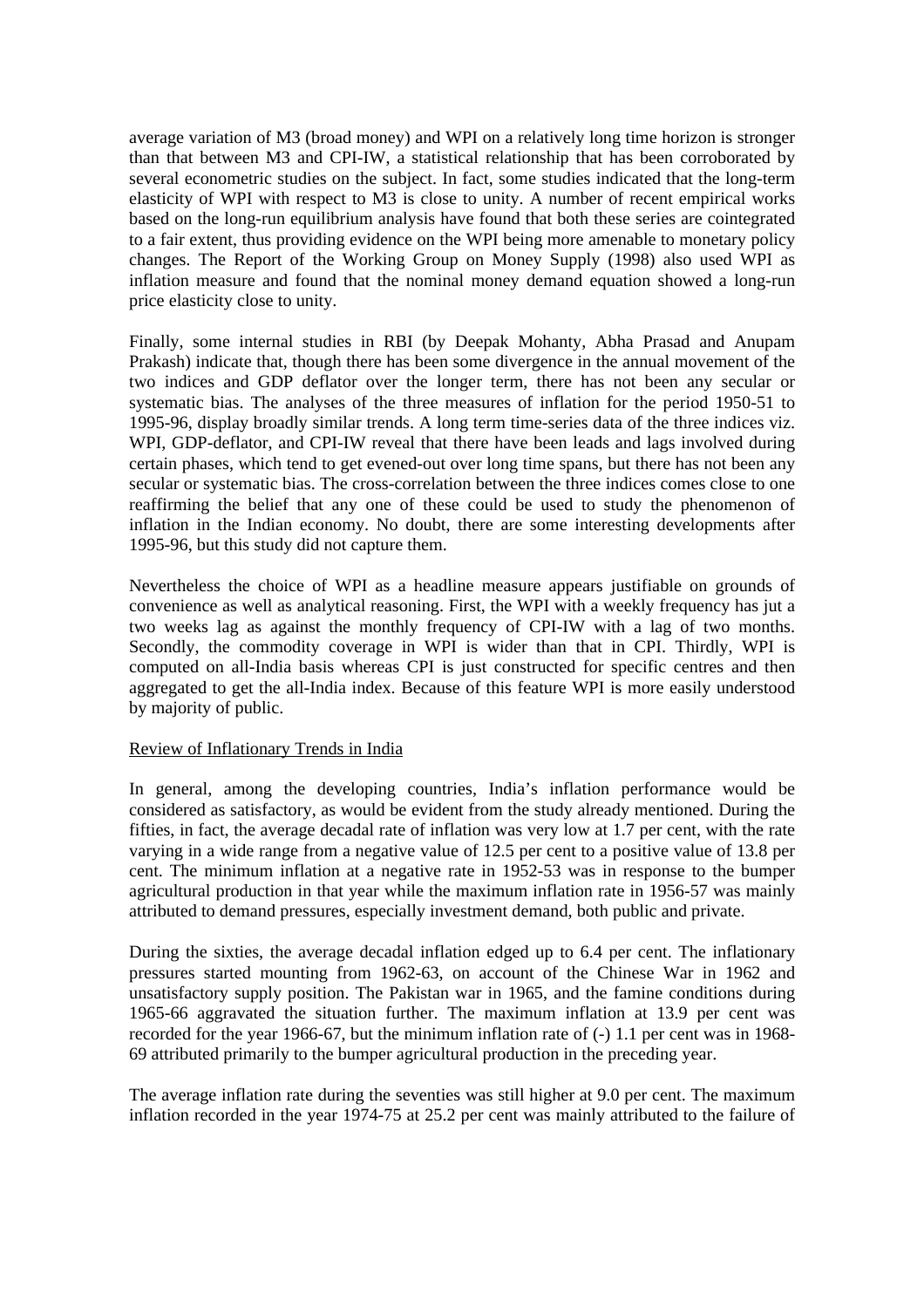average variation of M3 (broad money) and WPI on a relatively long time horizon is stronger than that between M3 and CPI-IW, a statistical relationship that has been corroborated by several econometric studies on the subject. In fact, some studies indicated that the long-term elasticity of WPI with respect to M3 is close to unity. A number of recent empirical works based on the long-run equilibrium analysis have found that both these series are cointegrated to a fair extent, thus providing evidence on the WPI being more amenable to monetary policy changes. The Report of the Working Group on Money Supply (1998) also used WPI as inflation measure and found that the nominal money demand equation showed a long-run price elasticity close to unity.

Finally, some internal studies in RBI (by Deepak Mohanty, Abha Prasad and Anupam Prakash) indicate that, though there has been some divergence in the annual movement of the two indices and GDP deflator over the longer term, there has not been any secular or systematic bias. The analyses of the three measures of inflation for the period 1950-51 to 1995-96, display broadly similar trends. A long term time-series data of the three indices viz. WPI, GDP-deflator, and CPI-IW reveal that there have been leads and lags involved during certain phases, which tend to get evened-out over long time spans, but there has not been any secular or systematic bias. The cross-correlation between the three indices comes close to one reaffirming the belief that any one of these could be used to study the phenomenon of inflation in the Indian economy. No doubt, there are some interesting developments after 1995-96, but this study did not capture them.

Nevertheless the choice of WPI as a headline measure appears justifiable on grounds of convenience as well as analytical reasoning. First, the WPI with a weekly frequency has jut a two weeks lag as against the monthly frequency of CPI-IW with a lag of two months. Secondly, the commodity coverage in WPI is wider than that in CPI. Thirdly, WPI is computed on all-India basis whereas CPI is just constructed for specific centres and then aggregated to get the all-India index. Because of this feature WPI is more easily understood by majority of public.

Review of Inflationary Trends in India

In general, among the developing countries, India's inflation performance would be considered as satisfactory, as would be evident from the study already mentioned. During the fifties, in fact, the average decadal rate of inflation was very low at 1.7 per cent, with the rate varying in a wide range from a negative value of 12.5 per cent to a positive value of 13.8 per cent. The minimum inflation at a negative rate in 1952-53 was in response to the bumper agricultural production in that year while the maximum inflation rate in 1956-57 was mainly attributed to demand pressures, especially investment demand, both public and private.

During the sixties, the average decadal inflation edged up to 6.4 per cent. The inflationary pressures started mounting from 1962-63, on account of the Chinese War in 1962 and unsatisfactory supply position. The Pakistan war in 1965, and the famine conditions during 1965-66 aggravated the situation further. The maximum inflation at 13.9 per cent was recorded for the year 1966-67, but the minimum inflation rate of (-) 1.1 per cent was in 1968-69 attributed primarily to the bumper agricultural production in the preceding year.

The average inflation rate during the seventies was still higher at 9.0 per cent. The maximum inflation recorded in the year 1974-75 at 25.2 per cent was mainly attributed to the failure of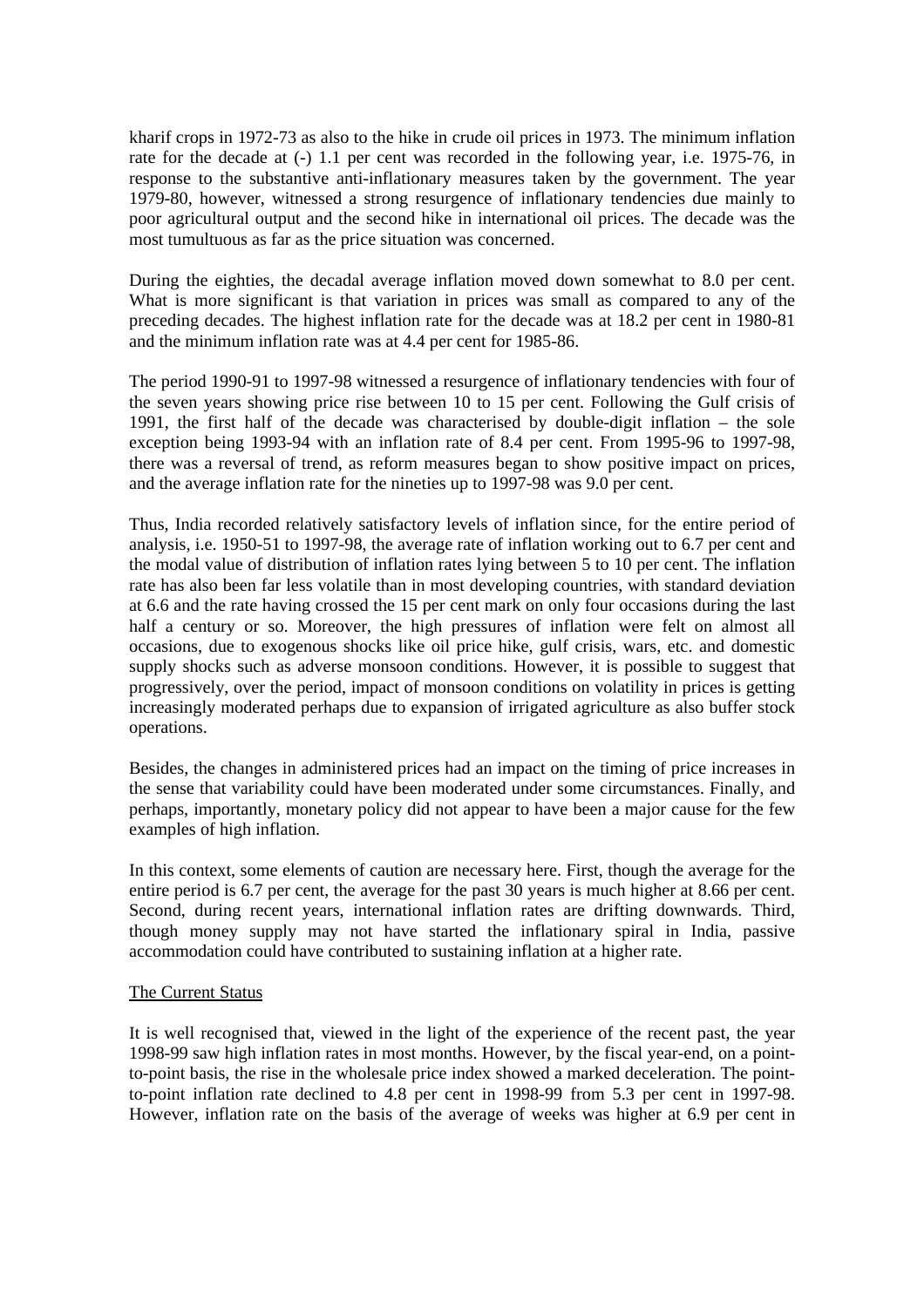kharif crops in 1972-73 as also to the hike in crude oil prices in 1973. The minimum inflation rate for the decade at (-) 1.1 per cent was recorded in the following year, i.e. 1975-76, in response to the substantive anti-inflationary measures taken by the government. The year 1979-80, however, witnessed a strong resurgence of inflationary tendencies due mainly to poor agricultural output and the second hike in international oil prices. The decade was the most tumultuous as far as the price situation was concerned.

During the eighties, the decadal average inflation moved down somewhat to 8.0 per cent. What is more significant is that variation in prices was small as compared to any of the preceding decades. The highest inflation rate for the decade was at 18.2 per cent in 1980-81 and the minimum inflation rate was at 4.4 per cent for 1985-86.

The period 1990-91 to 1997-98 witnessed a resurgence of inflationary tendencies with four of the seven years showing price rise between 10 to 15 per cent. Following the Gulf crisis of 1991, the first half of the decade was characterised by double-digit inflation – the sole exception being 1993-94 with an inflation rate of 8.4 per cent. From 1995-96 to 1997-98, there was a reversal of trend, as reform measures began to show positive impact on prices, and the average inflation rate for the nineties up to 1997-98 was 9.0 per cent.

Thus, India recorded relatively satisfactory levels of inflation since, for the entire period of analysis, i.e. 1950-51 to 1997-98, the average rate of inflation working out to 6.7 per cent and the modal value of distribution of inflation rates lying between 5 to 10 per cent. The inflation rate has also been far less volatile than in most developing countries, with standard deviation at 6.6 and the rate having crossed the 15 per cent mark on only four occasions during the last half a century or so. Moreover, the high pressures of inflation were felt on almost all occasions, due to exogenous shocks like oil price hike, gulf crisis, wars, etc. and domestic supply shocks such as adverse monsoon conditions. However, it is possible to suggest that progressively, over the period, impact of monsoon conditions on volatility in prices is getting increasingly moderated perhaps due to expansion of irrigated agriculture as also buffer stock operations.

Besides, the changes in administered prices had an impact on the timing of price increases in the sense that variability could have been moderated under some circumstances. Finally, and perhaps, importantly, monetary policy did not appear to have been a major cause for the few examples of high inflation.

In this context, some elements of caution are necessary here. First, though the average for the entire period is 6.7 per cent, the average for the past 30 years is much higher at 8.66 per cent. Second, during recent years, international inflation rates are drifting downwards. Third, though money supply may not have started the inflationary spiral in India, passive accommodation could have contributed to sustaining inflation at a higher rate.

<u>The Current Status</u>

It is well recognised that, viewed in the light of the experience of the recent past, the year 1998-99 saw high inflation rates in most months. However, by the fiscal year-end, on a point-to-point basis, the rise in the wholesale price index showed a marked deceleration. The point-to-point inflation rate declined to 4.8 per cent in 1998-99 from 5.3 per cent in 1997-98. However, inflation rate on the basis of the average of weeks was higher at 6.9 per cent in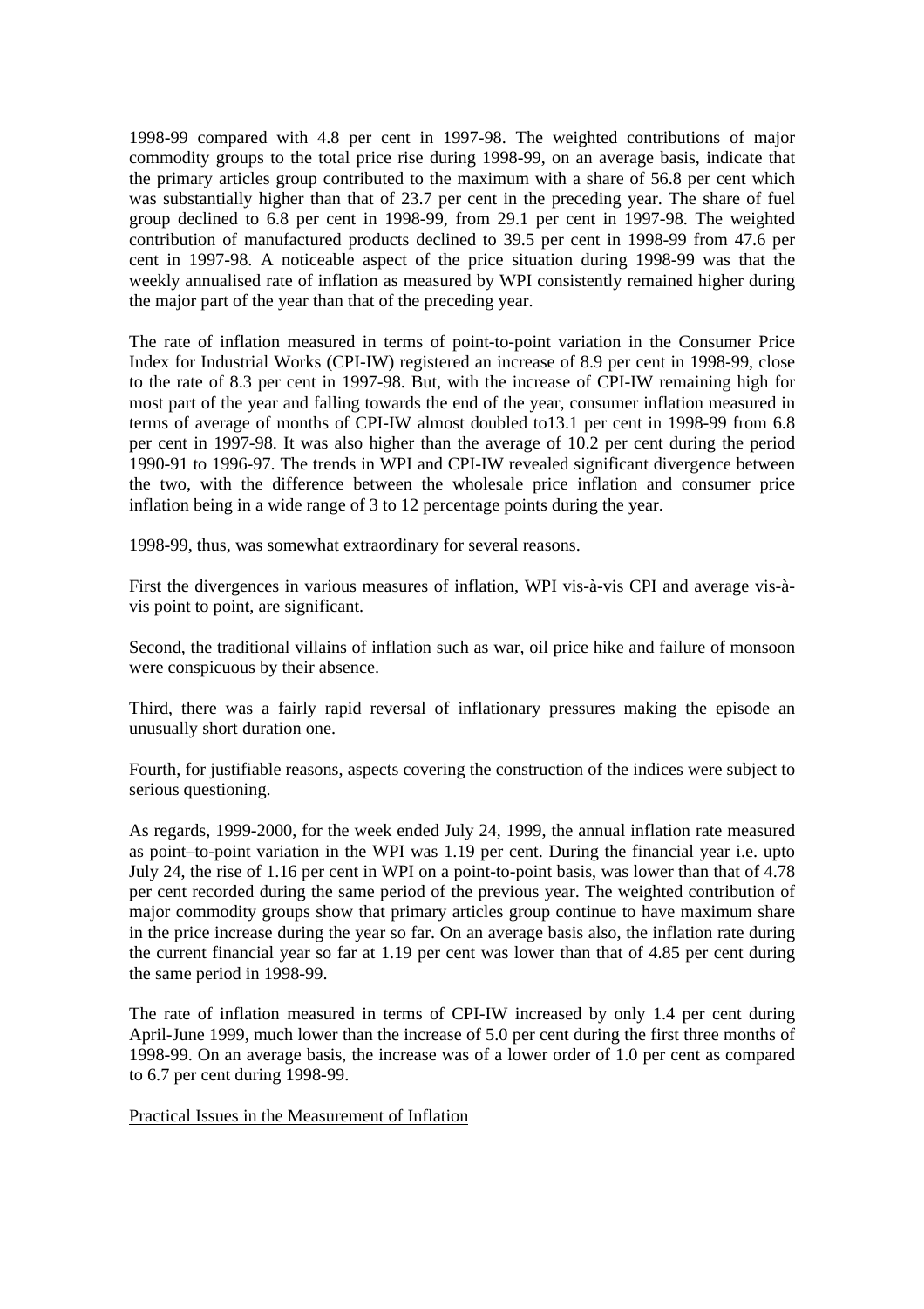1998-99 compared with 4.8 per cent in 1997-98. The weighted contributions of major commodity groups to the total price rise during 1998-99, on an average basis, indicate that the primary articles group contributed to the maximum with a share of 56.8 per cent which was substantially higher than that of 23.7 per cent in the preceding year. The share of fuel group declined to 6.8 per cent in 1998-99, from 29.1 per cent in 1997-98. The weighted contribution of manufactured products declined to 39.5 per cent in 1998-99 from 47.6 per cent in 1997-98. A noticeable aspect of the price situation during 1998-99 was that the weekly annualised rate of inflation as measured by WPI consistently remained higher during the major part of the year than that of the preceding year.

The rate of inflation measured in terms of point-to-point variation in the Consumer Price Index for Industrial Works (CPI-IW) registered an increase of 8.9 per cent in 1998-99, close to the rate of 8.3 per cent in 1997-98. But, with the increase of CPI-IW remaining high for most part of the year and falling towards the end of the year, consumer inflation measured in terms of average of months of CPI-IW almost doubled to13.1 per cent in 1998-99 from 6.8 per cent in 1997-98. It was also higher than the average of 10.2 per cent during the period 1990-91 to 1996-97. The trends in WPI and CPI-IW revealed significant divergence between the two, with the difference between the wholesale price inflation and consumer price inflation being in a wide range of 3 to 12 percentage points during the year.

1998-99, thus, was somewhat extraordinary for several reasons.

First the divergences in various measures of inflation, WPI vis-à-vis CPI and average vis-à-vis point to point, are significant.

Second, the traditional villains of inflation such as war, oil price hike and failure of monsoon were conspicuous by their absence.

Third, there was a fairly rapid reversal of inflationary pressures making the episode an unusually short duration one.

Fourth, for justifiable reasons, aspects covering the construction of the indices were subject to serious questioning.

As regards, 1999-2000, for the week ended July 24, 1999, the annual inflation rate measured as point–to-point variation in the WPI was 1.19 per cent. During the financial year i.e. upto July 24, the rise of 1.16 per cent in WPI on a point-to-point basis, was lower than that of 4.78 per cent recorded during the same period of the previous year. The weighted contribution of major commodity groups show that primary articles group continue to have maximum share in the price increase during the year so far. On an average basis also, the inflation rate during the current financial year so far at 1.19 per cent was lower than that of 4.85 per cent during the same period in 1998-99.

The rate of inflation measured in terms of CPI-IW increased by only 1.4 per cent during April-June 1999, much lower than the increase of 5.0 per cent during the first three months of 1998-99. On an average basis, the increase was of a lower order of 1.0 per cent as compared to 6.7 per cent during 1998-99.

## Practical Issues in the Measurement of Inflation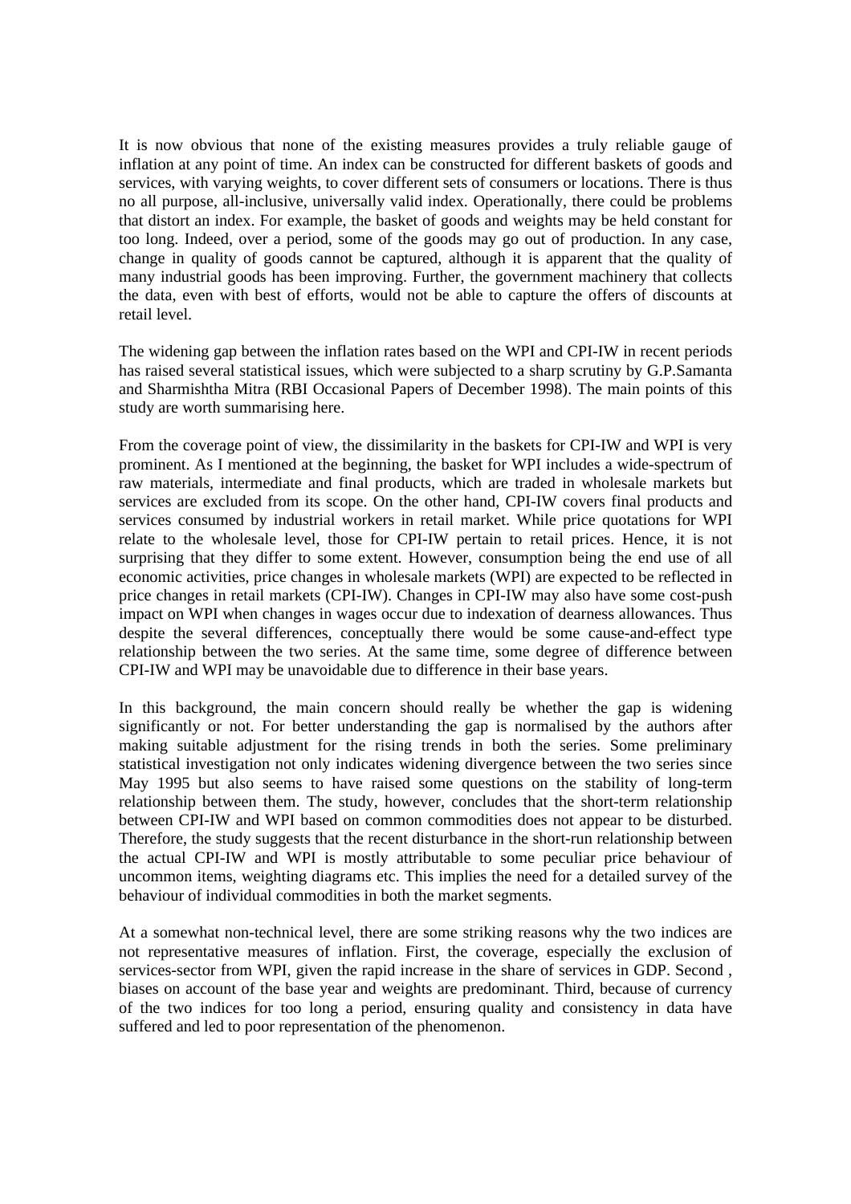It is now obvious that none of the existing measures provides a truly reliable gauge of inflation at any point of time. An index can be constructed for different baskets of goods and services, with varying weights, to cover different sets of consumers or locations. There is thus no all purpose, all-inclusive, universally valid index. Operationally, there could be problems that distort an index. For example, the basket of goods and weights may be held constant for too long. Indeed, over a period, some of the goods may go out of production. In any case, change in quality of goods cannot be captured, although it is apparent that the quality of many industrial goods has been improving. Further, the government machinery that collects the data, even with best of efforts, would not be able to capture the offers of discounts at retail level.

The widening gap between the inflation rates based on the WPI and CPI-IW in recent periods has raised several statistical issues, which were subjected to a sharp scrutiny by G.P.Samanta and Sharmishtha Mitra (RBI Occasional Papers of December 1998). The main points of this study are worth summarising here.

From the coverage point of view, the dissimilarity in the baskets for CPI-IW and WPI is very prominent. As I mentioned at the beginning, the basket for WPI includes a wide-spectrum of raw materials, intermediate and final products, which are traded in wholesale markets but services are excluded from its scope. On the other hand, CPI-IW covers final products and services consumed by industrial workers in retail market. While price quotations for WPI relate to the wholesale level, those for CPI-IW pertain to retail prices. Hence, it is not surprising that they differ to some extent. However, consumption being the end use of all economic activities, price changes in wholesale markets (WPI) are expected to be reflected in price changes in retail markets (CPI-IW). Changes in CPI-IW may also have some cost-push impact on WPI when changes in wages occur due to indexation of dearness allowances. Thus despite the several differences, conceptually there would be some cause-and-effect type relationship between the two series. At the same time, some degree of difference between CPI-IW and WPI may be unavoidable due to difference in their base years.

In this background, the main concern should really be whether the gap is widening significantly or not. For better understanding the gap is normalised by the authors after making suitable adjustment for the rising trends in both the series. Some preliminary statistical investigation not only indicates widening divergence between the two series since May 1995 but also seems to have raised some questions on the stability of long-term relationship between them. The study, however, concludes that the short-term relationship between CPI-IW and WPI based on common commodities does not appear to be disturbed. Therefore, the study suggests that the recent disturbance in the short-run relationship between the actual CPI-IW and WPI is mostly attributable to some peculiar price behaviour of uncommon items, weighting diagrams etc. This implies the need for a detailed survey of the behaviour of individual commodities in both the market segments.

At a somewhat non-technical level, there are some striking reasons why the two indices are not representative measures of inflation. First, the coverage, especially the exclusion of services-sector from WPI, given the rapid increase in the share of services in GDP. Second , biases on account of the base year and weights are predominant. Third, because of currency of the two indices for too long a period, ensuring quality and consistency in data have suffered and led to poor representation of the phenomenon.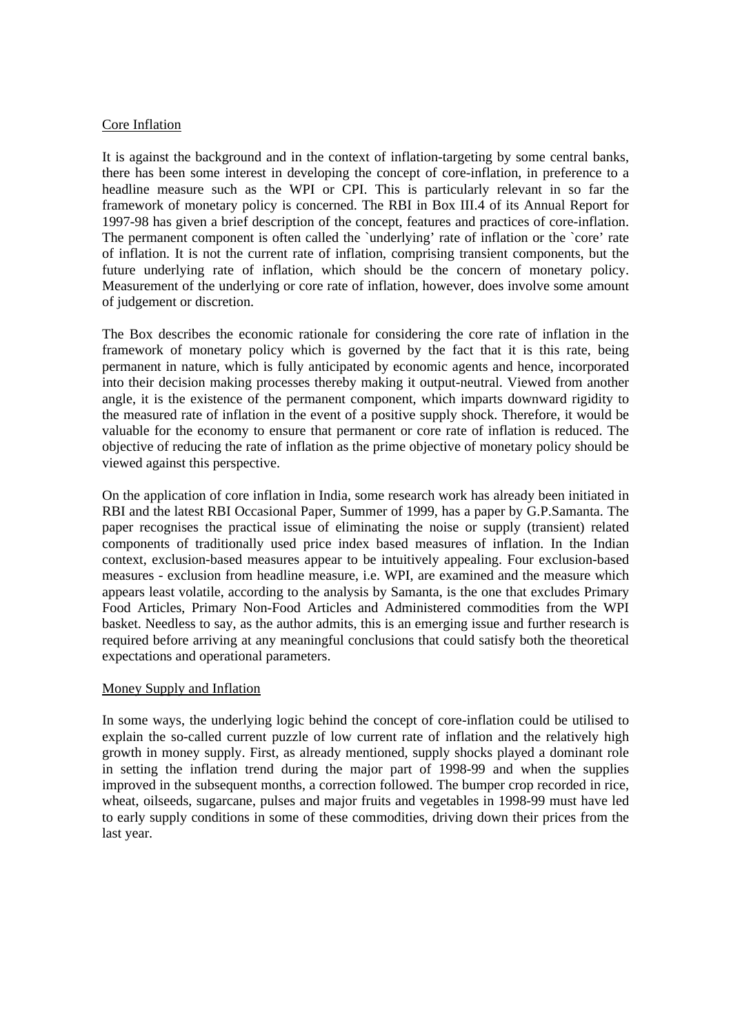Core Inflation

It is against the background and in the context of inflation-targeting by some central banks, there has been some interest in developing the concept of core-inflation, in preference to a headline measure such as the WPI or CPI. This is particularly relevant in so far the framework of monetary policy is concerned. The RBI in Box III.4 of its Annual Report for 1997-98 has given a brief description of the concept, features and practices of core-inflation. The permanent component is often called the `underlying' rate of inflation or the `core' rate of inflation. It is not the current rate of inflation, comprising transient components, but the future underlying rate of inflation, which should be the concern of monetary policy. Measurement of the underlying or core rate of inflation, however, does involve some amount of judgement or discretion.

The Box describes the economic rationale for considering the core rate of inflation in the framework of monetary policy which is governed by the fact that it is this rate, being permanent in nature, which is fully anticipated by economic agents and hence, incorporated into their decision making processes thereby making it output-neutral. Viewed from another angle, it is the existence of the permanent component, which imparts downward rigidity to the measured rate of inflation in the event of a positive supply shock. Therefore, it would be valuable for the economy to ensure that permanent or core rate of inflation is reduced. The objective of reducing the rate of inflation as the prime objective of monetary policy should be viewed against this perspective.

On the application of core inflation in India, some research work has already been initiated in RBI and the latest RBI Occasional Paper, Summer of 1999, has a paper by G.P.Samanta. The paper recognises the practical issue of eliminating the noise or supply (transient) related components of traditionally used price index based measures of inflation. In the Indian context, exclusion-based measures appear to be intuitively appealing. Four exclusion-based measures - exclusion from headline measure, i.e. WPI, are examined and the measure which appears least volatile, according to the analysis by Samanta, is the one that excludes Primary Food Articles, Primary Non-Food Articles and Administered commodities from the WPI basket. Needless to say, as the author admits, this is an emerging issue and further research is required before arriving at any meaningful conclusions that could satisfy both the theoretical expectations and operational parameters.

Money Supply and Inflation

In some ways, the underlying logic behind the concept of core-inflation could be utilised to explain the so-called current puzzle of low current rate of inflation and the relatively high growth in money supply. First, as already mentioned, supply shocks played a dominant role in setting the inflation trend during the major part of 1998-99 and when the supplies improved in the subsequent months, a correction followed. The bumper crop recorded in rice, wheat, oilseeds, sugarcane, pulses and major fruits and vegetables in 1998-99 must have led to early supply conditions in some of these commodities, driving down their prices from the last year.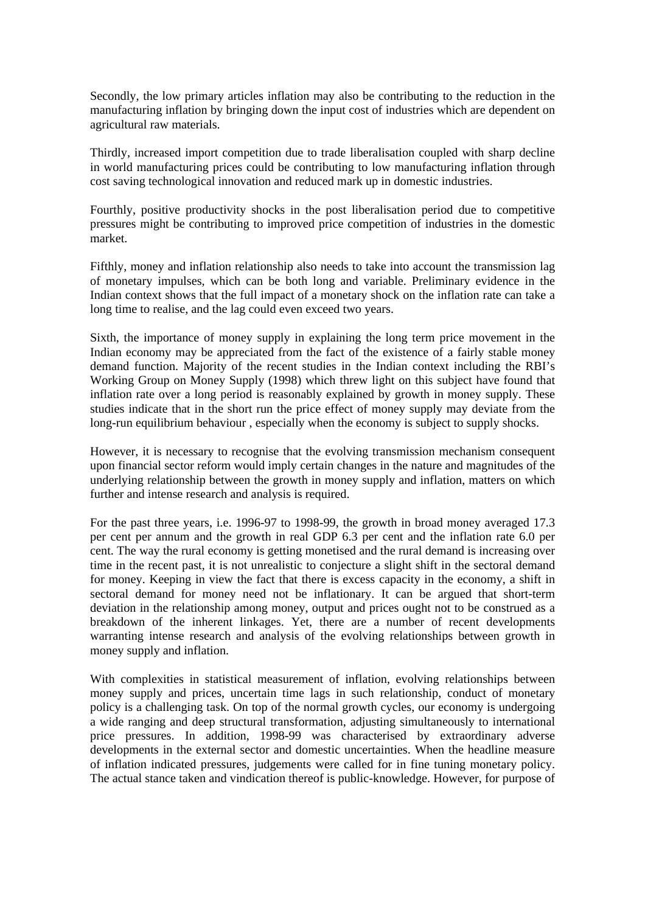Secondly, the low primary articles inflation may also be contributing to the reduction in the manufacturing inflation by bringing down the input cost of industries which are dependent on agricultural raw materials.

Thirdly, increased import competition due to trade liberalisation coupled with sharp decline in world manufacturing prices could be contributing to low manufacturing inflation through cost saving technological innovation and reduced mark up in domestic industries.

Fourthly, positive productivity shocks in the post liberalisation period due to competitive pressures might be contributing to improved price competition of industries in the domestic market.

Fifthly, money and inflation relationship also needs to take into account the transmission lag of monetary impulses, which can be both long and variable. Preliminary evidence in the Indian context shows that the full impact of a monetary shock on the inflation rate can take a long time to realise, and the lag could even exceed two years.

Sixth, the importance of money supply in explaining the long term price movement in the Indian economy may be appreciated from the fact of the existence of a fairly stable money demand function. Majority of the recent studies in the Indian context including the RBI's Working Group on Money Supply (1998) which threw light on this subject have found that inflation rate over a long period is reasonably explained by growth in money supply. These studies indicate that in the short run the price effect of money supply may deviate from the long-run equilibrium behaviour , especially when the economy is subject to supply shocks.

However, it is necessary to recognise that the evolving transmission mechanism consequent upon financial sector reform would imply certain changes in the nature and magnitudes of the underlying relationship between the growth in money supply and inflation, matters on which further and intense research and analysis is required.

For the past three years, i.e. 1996-97 to 1998-99, the growth in broad money averaged 17.3 per cent per annum and the growth in real GDP 6.3 per cent and the inflation rate 6.0 per cent. The way the rural economy is getting monetised and the rural demand is increasing over time in the recent past, it is not unrealistic to conjecture a slight shift in the sectoral demand for money. Keeping in view the fact that there is excess capacity in the economy, a shift in sectoral demand for money need not be inflationary. It can be argued that short-term deviation in the relationship among money, output and prices ought not to be construed as a breakdown of the inherent linkages. Yet, there are a number of recent developments warranting intense research and analysis of the evolving relationships between growth in money supply and inflation.

With complexities in statistical measurement of inflation, evolving relationships between money supply and prices, uncertain time lags in such relationship, conduct of monetary policy is a challenging task. On top of the normal growth cycles, our economy is undergoing a wide ranging and deep structural transformation, adjusting simultaneously to international price pressures. In addition, 1998-99 was characterised by extraordinary adverse developments in the external sector and domestic uncertainties. When the headline measure of inflation indicated pressures, judgements were called for in fine tuning monetary policy. The actual stance taken and vindication thereof is public-knowledge. However, for purpose of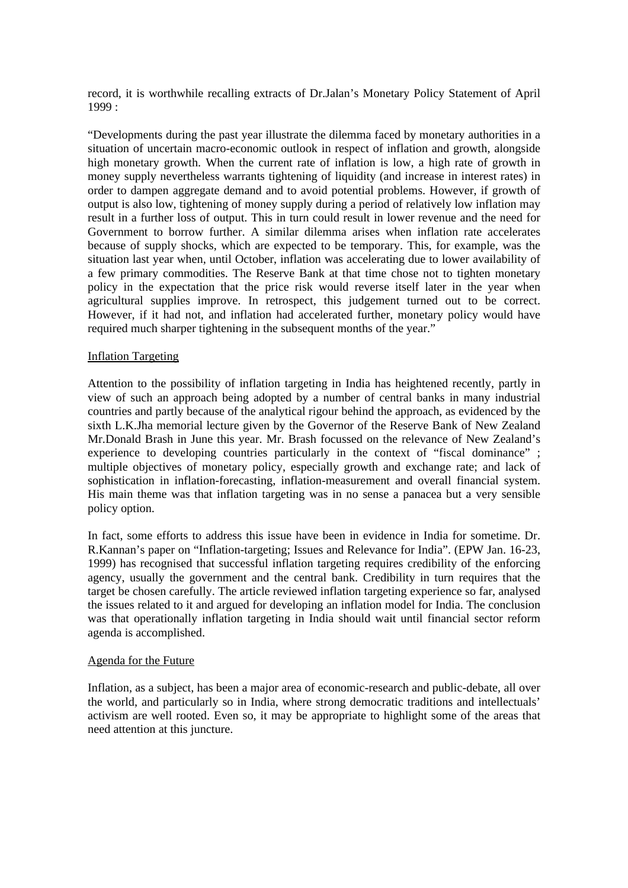record, it is worthwhile recalling extracts of Dr.Jalan's Monetary Policy Statement of April 1999 :

"Developments during the past year illustrate the dilemma faced by monetary authorities in a situation of uncertain macro-economic outlook in respect of inflation and growth, alongside high monetary growth. When the current rate of inflation is low, a high rate of growth in money supply nevertheless warrants tightening of liquidity (and increase in interest rates) in order to dampen aggregate demand and to avoid potential problems. However, if growth of output is also low, tightening of money supply during a period of relatively low inflation may result in a further loss of output. This in turn could result in lower revenue and the need for Government to borrow further. A similar dilemma arises when inflation rate accelerates because of supply shocks, which are expected to be temporary. This, for example, was the situation last year when, until October, inflation was accelerating due to lower availability of a few primary commodities. The Reserve Bank at that time chose not to tighten monetary policy in the expectation that the price risk would reverse itself later in the year when agricultural supplies improve. In retrospect, this judgement turned out to be correct. However, if it had not, and inflation had accelerated further, monetary policy would have required much sharper tightening in the subsequent months of the year."

## Inflation Targeting

Attention to the possibility of inflation targeting in India has heightened recently, partly in view of such an approach being adopted by a number of central banks in many industrial countries and partly because of the analytical rigour behind the approach, as evidenced by the sixth L.K.Jha memorial lecture given by the Governor of the Reserve Bank of New Zealand Mr.Donald Brash in June this year. Mr. Brash focussed on the relevance of New Zealand's experience to developing countries particularly in the context of "fiscal dominance" ; multiple objectives of monetary policy, especially growth and exchange rate; and lack of sophistication in inflation-forecasting, inflation-measurement and overall financial system. His main theme was that inflation targeting was in no sense a panacea but a very sensible policy option.

In fact, some efforts to address this issue have been in evidence in India for sometime. Dr. R.Kannan's paper on "Inflation-targeting; Issues and Relevance for India". (EPW Jan. 16-23, 1999) has recognised that successful inflation targeting requires credibility of the enforcing agency, usually the government and the central bank. Credibility in turn requires that the target be chosen carefully. The article reviewed inflation targeting experience so far, analysed the issues related to it and argued for developing an inflation model for India. The conclusion was that operationally inflation targeting in India should wait until financial sector reform agenda is accomplished.

## Agenda for the Future

Inflation, as a subject, has been a major area of economic-research and public-debate, all over the world, and particularly so in India, where strong democratic traditions and intellectuals' activism are well rooted. Even so, it may be appropriate to highlight some of the areas that need attention at this juncture.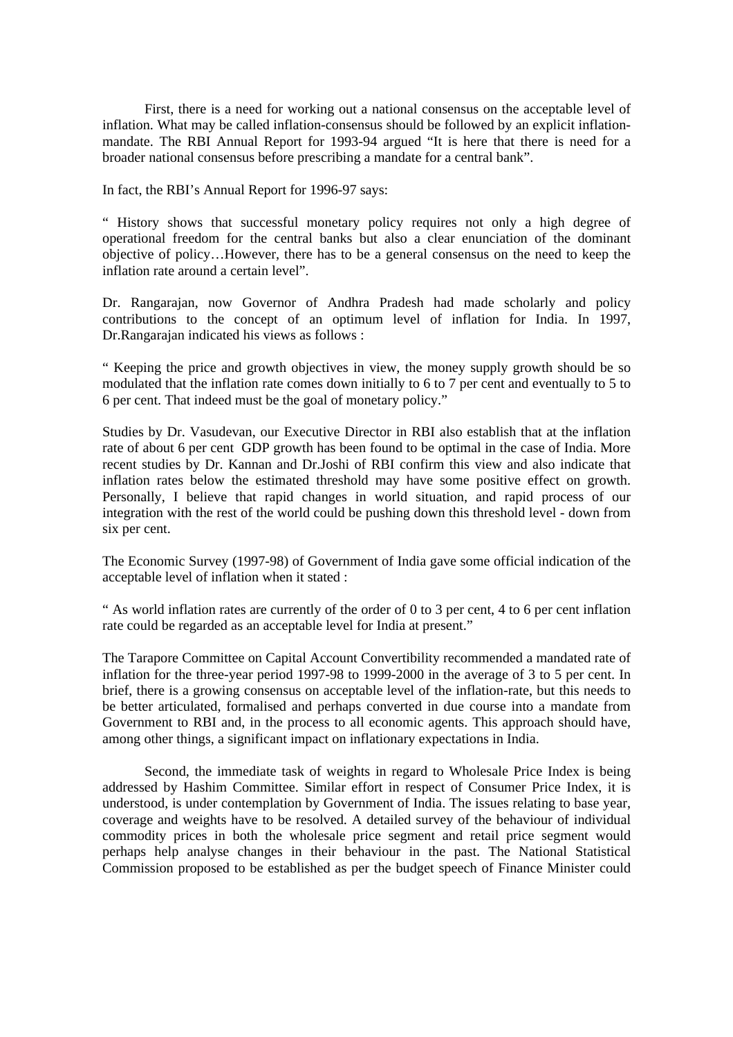First, there is a need for working out a national consensus on the acceptable level of inflation. What may be called inflation-consensus should be followed by an explicit inflation-mandate. The RBI Annual Report for 1993-94 argued "It is here that there is need for a broader national consensus before prescribing a mandate for a central bank".

In fact, the RBI's Annual Report for 1996-97 says:

" History shows that successful monetary policy requires not only a high degree of operational freedom for the central banks but also a clear enunciation of the dominant objective of policy…However, there has to be a general consensus on the need to keep the inflation rate around a certain level".

Dr. Rangarajan, now Governor of Andhra Pradesh had made scholarly and policy contributions to the concept of an optimum level of inflation for India. In 1997, Dr.Rangarajan indicated his views as follows :

" Keeping the price and growth objectives in view, the money supply growth should be so modulated that the inflation rate comes down initially to 6 to 7 per cent and eventually to 5 to 6 per cent. That indeed must be the goal of monetary policy."

Studies by Dr. Vasudevan, our Executive Director in RBI also establish that at the inflation rate of about 6 per cent GDP growth has been found to be optimal in the case of India. More recent studies by Dr. Kannan and Dr.Joshi of RBI confirm this view and also indicate that inflation rates below the estimated threshold may have some positive effect on growth. Personally, I believe that rapid changes in world situation, and rapid process of our integration with the rest of the world could be pushing down this threshold level - down from six per cent.

The Economic Survey (1997-98) of Government of India gave some official indication of the acceptable level of inflation when it stated :

" As world inflation rates are currently of the order of 0 to 3 per cent, 4 to 6 per cent inflation rate could be regarded as an acceptable level for India at present."

The Tarapore Committee on Capital Account Convertibility recommended a mandated rate of inflation for the three-year period 1997-98 to 1999-2000 in the average of 3 to 5 per cent. In brief, there is a growing consensus on acceptable level of the inflation-rate, but this needs to be better articulated, formalised and perhaps converted in due course into a mandate from Government to RBI and, in the process to all economic agents. This approach should have, among other things, a significant impact on inflationary expectations in India.

Second, the immediate task of weights in regard to Wholesale Price Index is being addressed by Hashim Committee. Similar effort in respect of Consumer Price Index, it is understood, is under contemplation by Government of India. The issues relating to base year, coverage and weights have to be resolved. A detailed survey of the behaviour of individual commodity prices in both the wholesale price segment and retail price segment would perhaps help analyse changes in their behaviour in the past. The National Statistical Commission proposed to be established as per the budget speech of Finance Minister could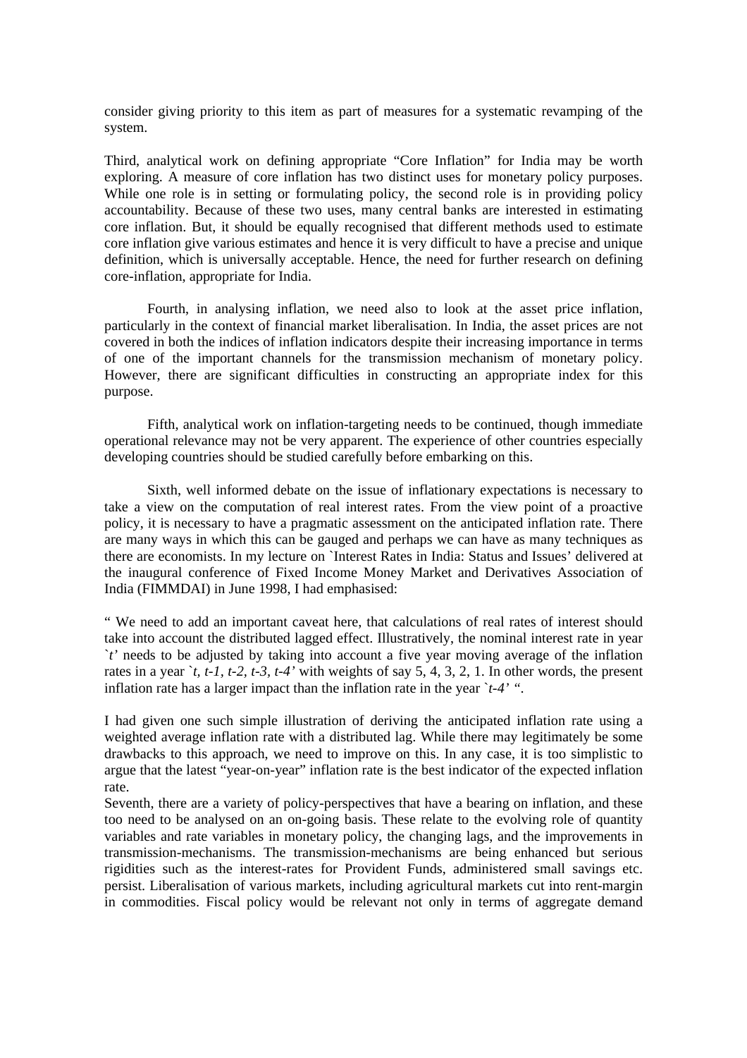consider giving priority to this item as part of measures for a systematic revamping of the system.

Third, analytical work on defining appropriate "Core Inflation" for India may be worth exploring. A measure of core inflation has two distinct uses for monetary policy purposes. While one role is in setting or formulating policy, the second role is in providing policy accountability. Because of these two uses, many central banks are interested in estimating core inflation. But, it should be equally recognised that different methods used to estimate core inflation give various estimates and hence it is very difficult to have a precise and unique definition, which is universally acceptable. Hence, the need for further research on defining core-inflation, appropriate for India.

Fourth, in analysing inflation, we need also to look at the asset price inflation, particularly in the context of financial market liberalisation. In India, the asset prices are not covered in both the indices of inflation indicators despite their increasing importance in terms of one of the important channels for the transmission mechanism of monetary policy. However, there are significant difficulties in constructing an appropriate index for this purpose.

Fifth, analytical work on inflation-targeting needs to be continued, though immediate operational relevance may not be very apparent. The experience of other countries especially developing countries should be studied carefully before embarking on this.

Sixth, well informed debate on the issue of inflationary expectations is necessary to take a view on the computation of real interest rates. From the view point of a proactive policy, it is necessary to have a pragmatic assessment on the anticipated inflation rate. There are many ways in which this can be gauged and perhaps we can have as many techniques as there are economists. In my lecture on `Interest Rates in India: Status and Issues' delivered at the inaugural conference of Fixed Income Money Market and Derivatives Association of India (FIMMDAI) in June 1998, I had emphasised:

" We need to add an important caveat here, that calculations of real rates of interest should take into account the distributed lagged effect. Illustratively, the nominal interest rate in year `*t*' needs to be adjusted by taking into account a five year moving average of the inflation rates in a year `*t, t-1, t-2, t-3, t-4*' with weights of say 5, 4, 3, 2, 1. In other words, the present inflation rate has a larger impact than the inflation rate in the year `*t-4*' ".

I had given one such simple illustration of deriving the anticipated inflation rate using a weighted average inflation rate with a distributed lag. While there may legitimately be some drawbacks to this approach, we need to improve on this. In any case, it is too simplistic to argue that the latest "year-on-year" inflation rate is the best indicator of the expected inflation rate.

Seventh, there are a variety of policy-perspectives that have a bearing on inflation, and these too need to be analysed on an on-going basis. These relate to the evolving role of quantity variables and rate variables in monetary policy, the changing lags, and the improvements in transmission-mechanisms. The transmission-mechanisms are being enhanced but serious rigidities such as the interest-rates for Provident Funds, administered small savings etc. persist. Liberalisation of various markets, including agricultural markets cut into rent-margin in commodities. Fiscal policy would be relevant not only in terms of aggregate demand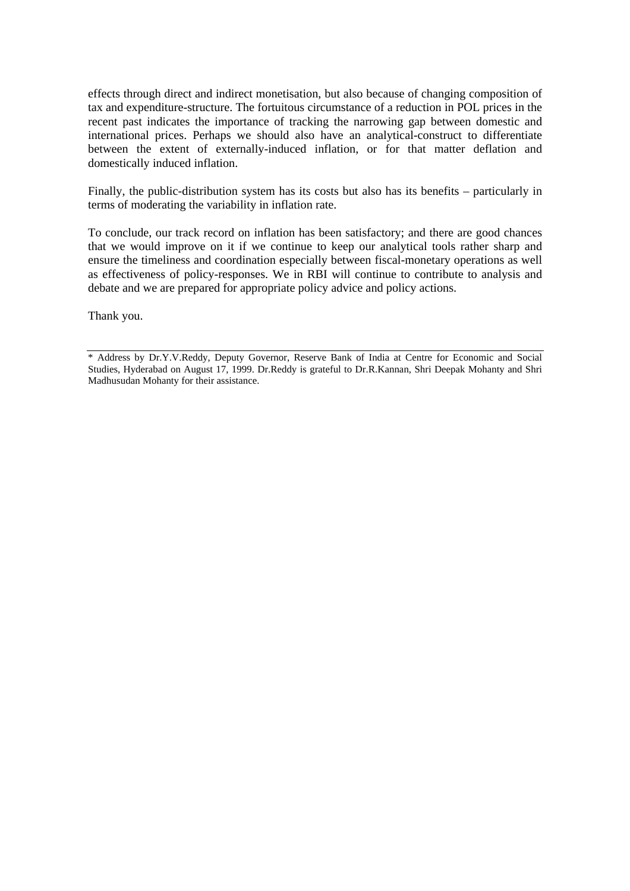effects through direct and indirect monetisation, but also because of changing composition of tax and expenditure-structure. The fortuitous circumstance of a reduction in POL prices in the recent past indicates the importance of tracking the narrowing gap between domestic and international prices. Perhaps we should also have an analytical-construct to differentiate between the extent of externally-induced inflation, or for that matter deflation and domestically induced inflation.

Finally, the public-distribution system has its costs but also has its benefits – particularly in terms of moderating the variability in inflation rate.

To conclude, our track record on inflation has been satisfactory; and there are good chances that we would improve on it if we continue to keep our analytical tools rather sharp and ensure the timeliness and coordination especially between fiscal-monetary operations as well as effectiveness of policy-responses. We in RBI will continue to contribute to analysis and debate and we are prepared for appropriate policy advice and policy actions.

Thank you.

---

* Address by Dr.Y.V.Reddy, Deputy Governor, Reserve Bank of India at Centre for Economic and Social Studies, Hyderabad on August 17, 1999. Dr.Reddy is grateful to Dr.R.Kannan, Shri Deepak Mohanty and Shri Madhusudan Mohanty for their assistance.